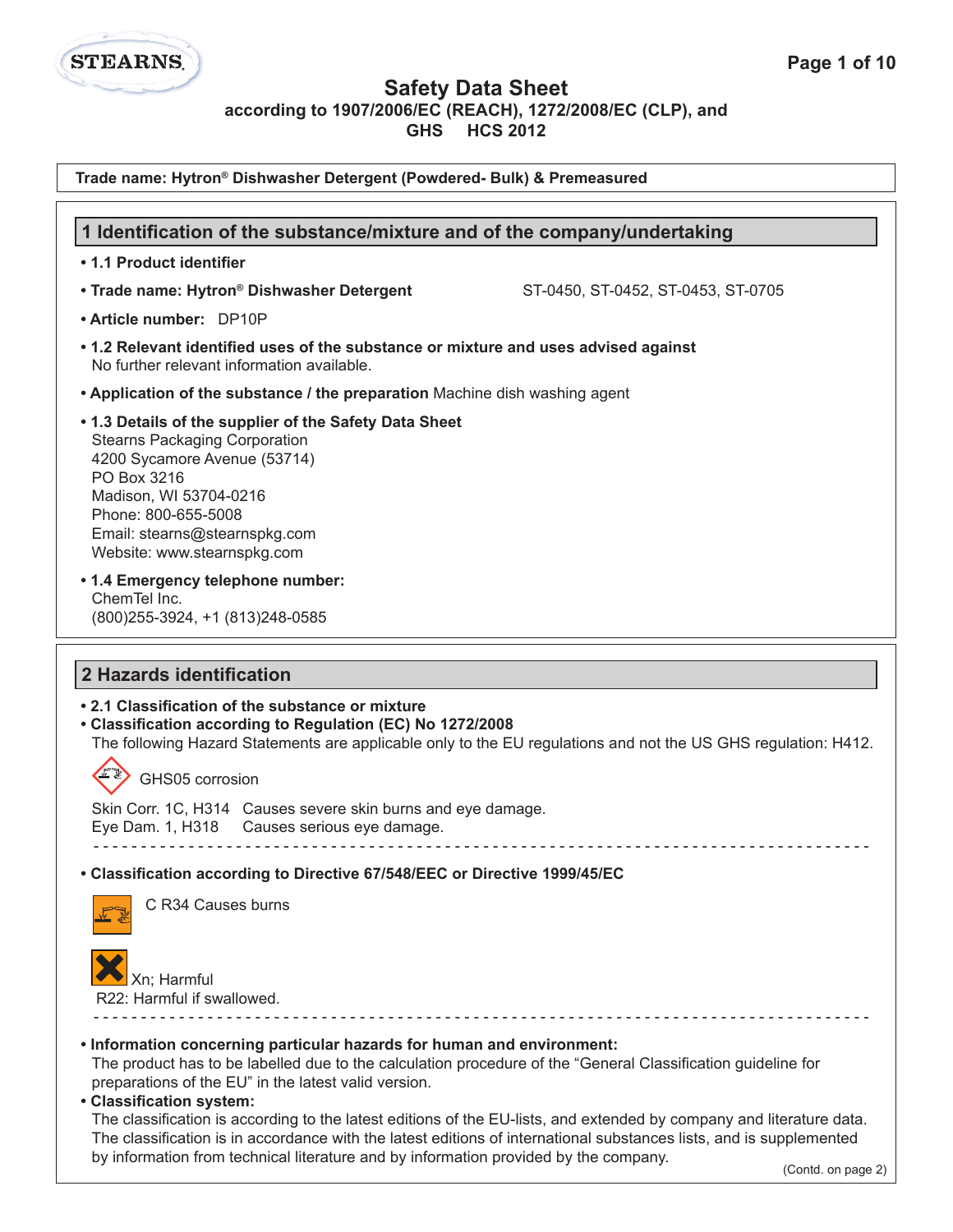# Safety Data Sheet

**according to 1907/2006/EC (REACH), 1272/2008/EC (CLP), and GHS HCS 2012**

**Trade name: Hytron® Dishwasher Detergent (Powdered- Bulk) & Premeasured**

## 1 Identification of the substance/mixture and of the company/undertaking

- **1.1 Product identifier**
- **Trade name: Hytron® Dishwasher Detergent** ST-0450, ST-0452, ST-0453, ST-0705
- **Article number:** DP10P
- **1.2 Relevant identified uses of the substance or mixture and uses advised against**
  No further relevant information available.
- **Application of the substance / the preparation** Machine dish washing agent
- **1.3 Details of the supplier of the Safety Data Sheet**
  Stearns Packaging Corporation
  4200 Sycamore Avenue (53714)
  PO Box 3216
  Madison, WI 53704-0216
  Phone: 800-655-5008
  Email: stearns@stearnspkg.com
  Website: www.stearnspkg.com
- **1.4 Emergency telephone number:**
  ChemTel Inc.
  (800)255-3924, +1 (813)248-0585

## 2 Hazards identification

- **2.1 Classification of the substance or mixture**
- **Classification according to Regulation (EC) No 1272/2008**
  The following Hazard Statements are applicable only to the EU regulations and not the US GHS regulation: H412.

GHS05 corrosion

Skin Corr. 1C, H314 Causes severe skin burns and eye damage.
Eye Dam. 1, H318 Causes serious eye damage.

- **Classification according to Directive 67/548/EEC or Directive 1999/45/EC**

C R34 Causes burns

Xn; Harmful
R22: Harmful if swallowed.

- **Information concerning particular hazards for human and environment:**
  The product has to be labelled due to the calculation procedure of the "General Classification guideline for preparations of the EU" in the latest valid version.
- **Classification system:**
  The classification is according to the latest editions of the EU-lists, and extended by company and literature data. The classification is in accordance with the latest editions of international substances lists, and is supplemented by information from technical literature and by information provided by the company.

(Contd. on page 2)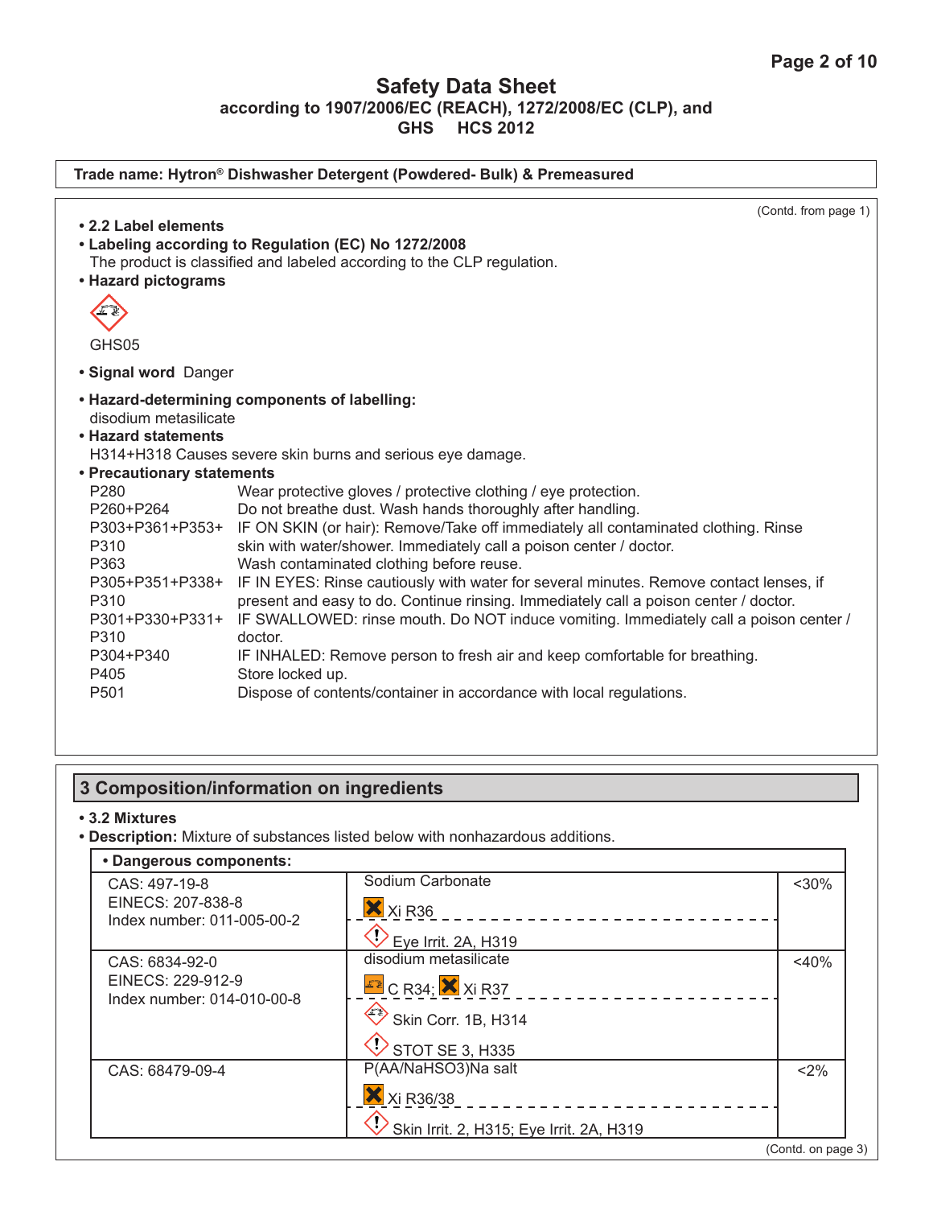**Safety Data Sheet**
**according to 1907/2006/EC (REACH), 1272/2008/EC (CLP), and GHS HCS 2012**

**Trade name: Hytron® Dishwasher Detergent (Powdered- Bulk) & Premeasured**

(Contd. from page 1)

- **2.2 Label elements**
- **Labeling according to Regulation (EC) No 1272/2008**
  The product is classified and labeled according to the CLP regulation.
- **Hazard pictograms**

GHS05

- **Signal word** Danger
- **Hazard-determining components of labelling:**
  disodium metasilicate
- **Hazard statements**
  H314+H318 Causes severe skin burns and serious eye damage.
- **Precautionary statements**

| | |
|---|---|
| P280 | Wear protective gloves / protective clothing / eye protection. |
| P260+P264 | Do not breathe dust. Wash hands thoroughly after handling. |
| P303+P361+P353+P310 | IF ON SKIN (or hair): Remove/Take off immediately all contaminated clothing. Rinse skin with water/shower. Immediately call a poison center / doctor. |
| P363 | Wash contaminated clothing before reuse. |
| P305+P351+P338+P310 | IF IN EYES: Rinse cautiously with water for several minutes. Remove contact lenses, if present and easy to do. Continue rinsing. Immediately call a poison center / doctor. |
| P301+P330+P331+P310 | IF SWALLOWED: rinse mouth. Do NOT induce vomiting. Immediately call a poison center / doctor. |
| P304+P340 | IF INHALED: Remove person to fresh air and keep comfortable for breathing. |
| P405 | Store locked up. |
| P501 | Dispose of contents/container in accordance with local regulations. |

## 3 Composition/information on ingredients

- **3.2 Mixtures**
- **Description:** Mixture of substances listed below with nonhazardous additions.

| • Dangerous components: | | |
|---|---|---|
| CAS: 497-19-8<br>EINECS: 207-838-8<br>Index number: 011-005-00-2 | Sodium Carbonate<br>Xi R36<br>Eye Irrit. 2A, H319 | <30% |
| CAS: 6834-92-0<br>EINECS: 229-912-9<br>Index number: 014-010-00-8 | disodium metasilicate<br>C R34; Xi R37<br>Skin Corr. 1B, H314<br>STOT SE 3, H335 | <40% |
| CAS: 68479-09-4 | P(AA/NaHSO3)Na salt<br>Xi R36/38<br>Skin Irrit. 2, H315; Eye Irrit. 2A, H319 | <2% |

(Contd. on page 3)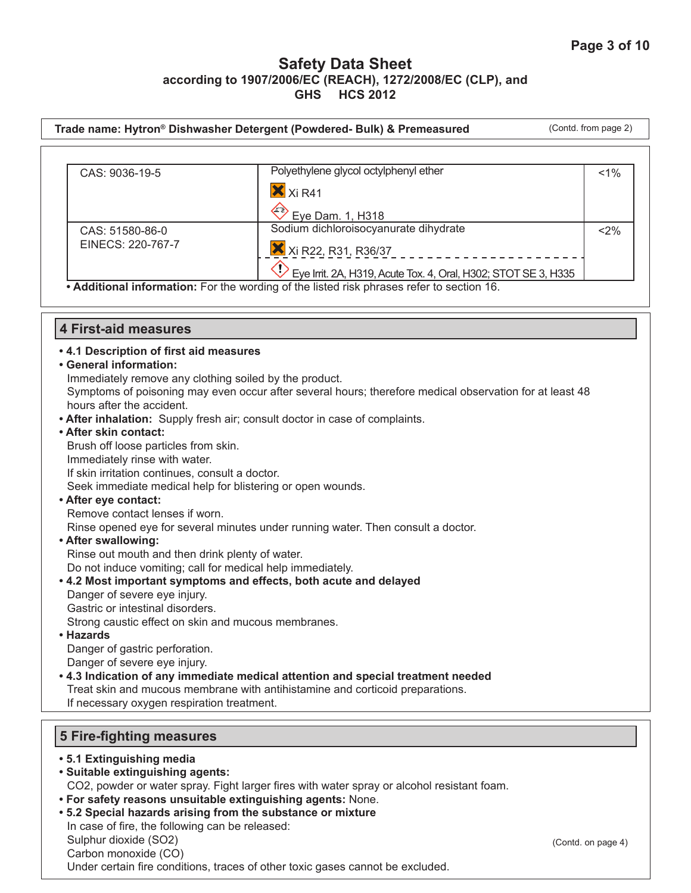## Safety Data Sheet

**according to 1907/2006/EC (REACH), 1272/2008/EC (CLP), and GHS HCS 2012**

**Trade name: Hytron® Dishwasher Detergent (Powdered- Bulk) & Premeasured** (Contd. from page 2)

| | | |
|---|---|---|
| CAS: 9036-19-5 | Polyethylene glycol octylphenyl ether<br>Xi R41<br>Eye Dam. 1, H318 | <1% |
| CAS: 51580-86-0<br>EINECS: 220-767-7 | Sodium dichloroisocyanurate dihydrate<br>Xi R22, R31, R36/37<br>Eye Irrit. 2A, H319, Acute Tox. 4, Oral, H302; STOT SE 3, H335 | <2% |

• **Additional information:** For the wording of the listed risk phrases refer to section 16.

## 4 First-aid measures

• **4.1 Description of first aid measures**

• **General information:**
Immediately remove any clothing soiled by the product.
Symptoms of poisoning may even occur after several hours; therefore medical observation for at least 48 hours after the accident.

• **After inhalation:** Supply fresh air; consult doctor in case of complaints.

• **After skin contact:**
Brush off loose particles from skin.
Immediately rinse with water.
If skin irritation continues, consult a doctor.
Seek immediate medical help for blistering or open wounds.

• **After eye contact:**
Remove contact lenses if worn.
Rinse opened eye for several minutes under running water. Then consult a doctor.

• **After swallowing:**
Rinse out mouth and then drink plenty of water.
Do not induce vomiting; call for medical help immediately.

• **4.2 Most important symptoms and effects, both acute and delayed**
Danger of severe eye injury.
Gastric or intestinal disorders.
Strong caustic effect on skin and mucous membranes.

• **Hazards**
Danger of gastric perforation.
Danger of severe eye injury.

• **4.3 Indication of any immediate medical attention and special treatment needed**
Treat skin and mucous membrane with antihistamine and corticoid preparations.
If necessary oxygen respiration treatment.

## 5 Fire-fighting measures

• **5.1 Extinguishing media**

• **Suitable extinguishing agents:**
$CO_2$, powder or water spray. Fight larger fires with water spray or alcohol resistant foam.

• **For safety reasons unsuitable extinguishing agents:** None.

• **5.2 Special hazards arising from the substance or mixture**
In case of fire, the following can be released:
Sulphur dioxide ($SO_2$)
Carbon monoxide (CO)
Under certain fire conditions, traces of other toxic gases cannot be excluded.

(Contd. on page 4)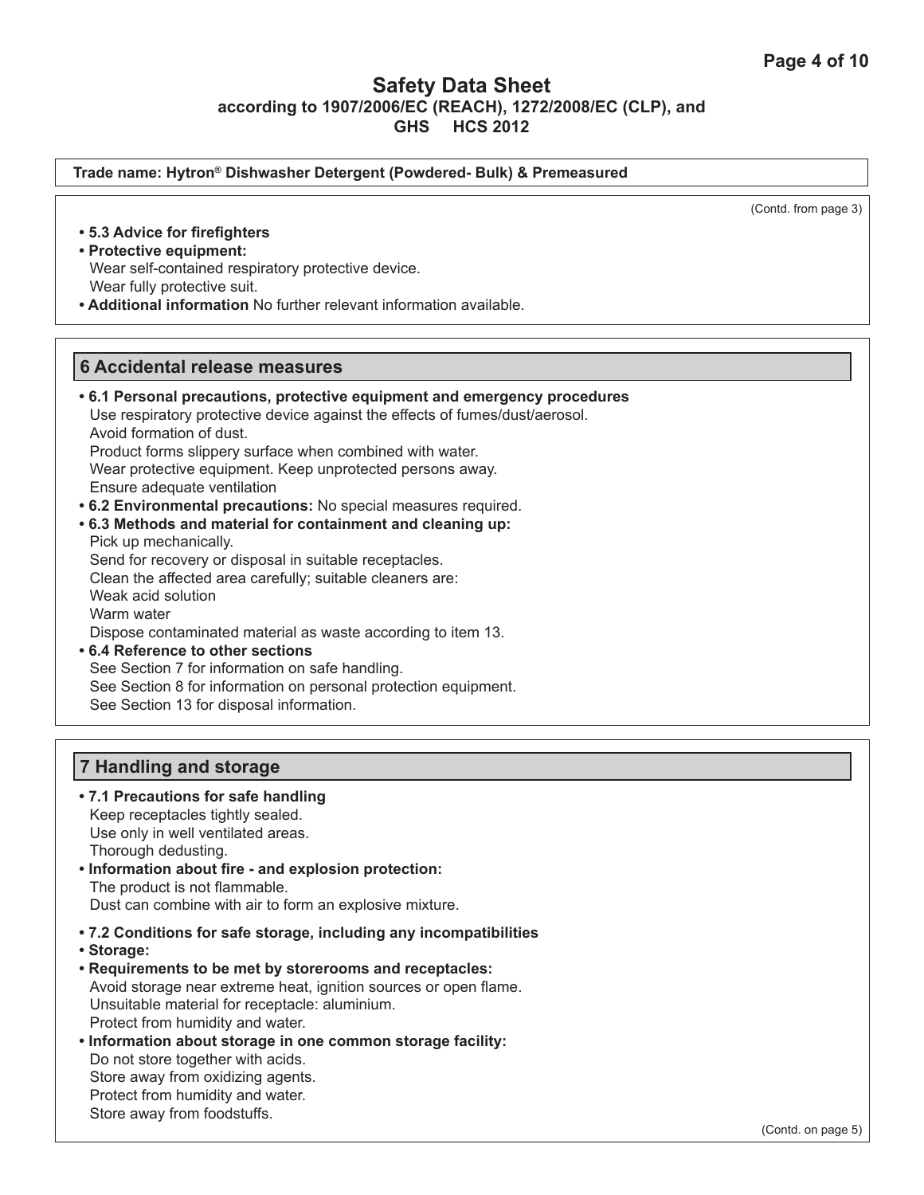**Trade name: Hytron® Dishwasher Detergent (Powdered- Bulk) & Premeasured**

(Contd. from page 3)

- **5.3 Advice for firefighters**
- **Protective equipment:**
  Wear self-contained respiratory protective device.
  Wear fully protective suit.
- **Additional information** No further relevant information available.

## 6 Accidental release measures

- **6.1 Personal precautions, protective equipment and emergency procedures**
  Use respiratory protective device against the effects of fumes/dust/aerosol.
  Avoid formation of dust.
  Product forms slippery surface when combined with water.
  Wear protective equipment. Keep unprotected persons away.
  Ensure adequate ventilation
- **6.2 Environmental precautions:** No special measures required.
- **6.3 Methods and material for containment and cleaning up:**
  Pick up mechanically.
  Send for recovery or disposal in suitable receptacles.
  Clean the affected area carefully; suitable cleaners are:
  Weak acid solution
  Warm water
  Dispose contaminated material as waste according to item 13.
- **6.4 Reference to other sections**
  See Section 7 for information on safe handling.
  See Section 8 for information on personal protection equipment.
  See Section 13 for disposal information.

## 7 Handling and storage

- **7.1 Precautions for safe handling**
  Keep receptacles tightly sealed.
  Use only in well ventilated areas.
  Thorough dedusting.
- **Information about fire - and explosion protection:**
  The product is not flammable.
  Dust can combine with air to form an explosive mixture.
- **7.2 Conditions for safe storage, including any incompatibilities**
- **Storage:**
- **Requirements to be met by storerooms and receptacles:**
  Avoid storage near extreme heat, ignition sources or open flame.
  Unsuitable material for receptacle: aluminium.
  Protect from humidity and water.
- **Information about storage in one common storage facility:**
  Do not store together with acids.
  Store away from oxidizing agents.
  Protect from humidity and water.
  Store away from foodstuffs.

(Contd. on page 5)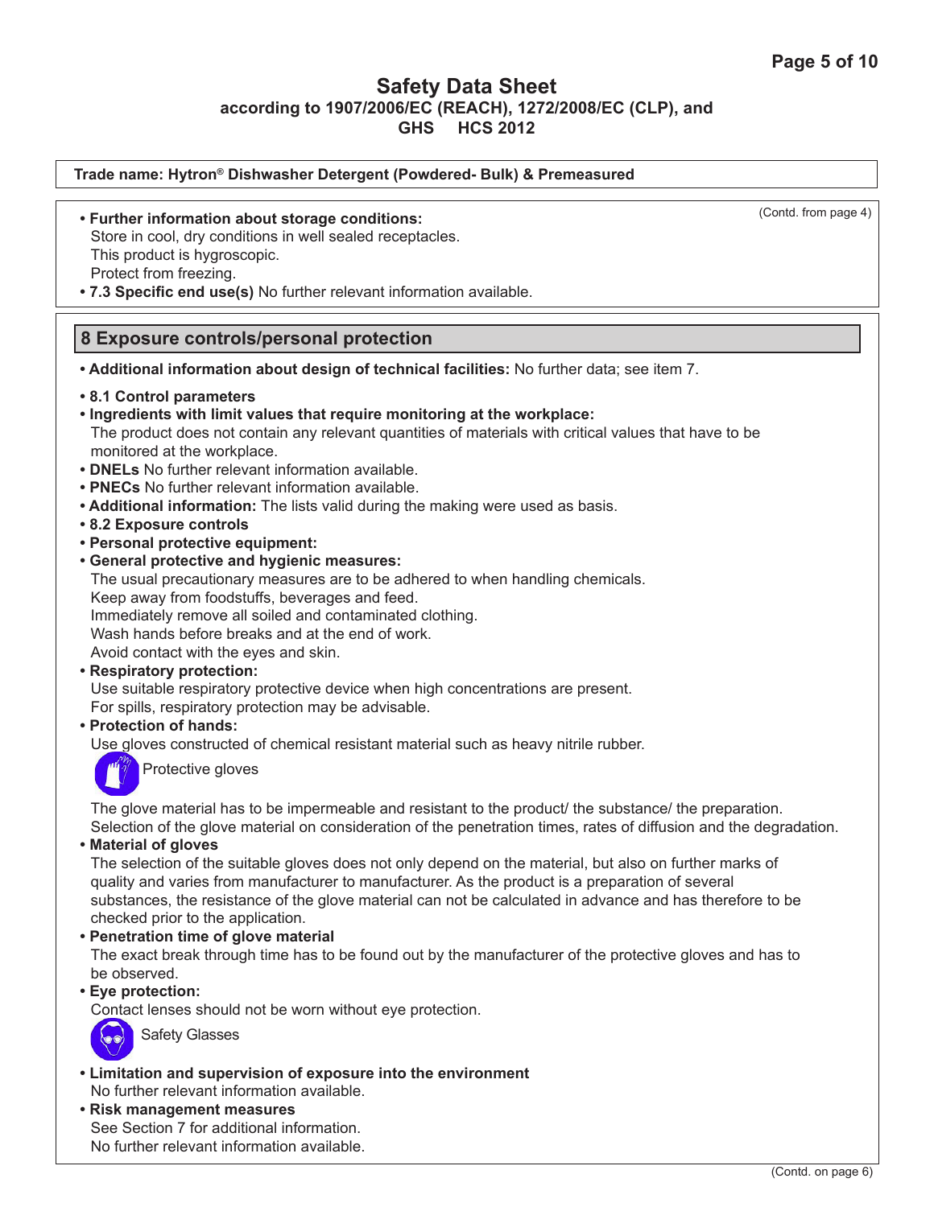**Trade name: Hytron® Dishwasher Detergent (Powdered- Bulk) & Premeasured**

(Contd. from page 4)

- **Further information about storage conditions:**
  Store in cool, dry conditions in well sealed receptacles.
  This product is hygroscopic.
  Protect from freezing.
- **7.3 Specific end use(s)** No further relevant information available.

## 8 Exposure controls/personal protection

- **Additional information about design of technical facilities:** No further data; see item 7.
- **8.1 Control parameters**
- **Ingredients with limit values that require monitoring at the workplace:**
  The product does not contain any relevant quantities of materials with critical values that have to be monitored at the workplace.
- **DNELs** No further relevant information available.
- **PNECs** No further relevant information available.
- **Additional information:** The lists valid during the making were used as basis.
- **8.2 Exposure controls**
- **Personal protective equipment:**
- **General protective and hygienic measures:**
  The usual precautionary measures are to be adhered to when handling chemicals.
  Keep away from foodstuffs, beverages and feed.
  Immediately remove all soiled and contaminated clothing.
  Wash hands before breaks and at the end of work.
  Avoid contact with the eyes and skin.
- **Respiratory protection:**
  Use suitable respiratory protective device when high concentrations are present.
  For spills, respiratory protection may be advisable.
- **Protection of hands:**
  Use gloves constructed of chemical resistant material such as heavy nitrile rubber.

  Protective gloves

  The glove material has to be impermeable and resistant to the product/ the substance/ the preparation.
  Selection of the glove material on consideration of the penetration times, rates of diffusion and the degradation.
- **Material of gloves**
  The selection of the suitable gloves does not only depend on the material, but also on further marks of quality and varies from manufacturer to manufacturer. As the product is a preparation of several substances, the resistance of the glove material can not be calculated in advance and has therefore to be checked prior to the application.
- **Penetration time of glove material**
  The exact break through time has to be found out by the manufacturer of the protective gloves and has to be observed.
- **Eye protection:**
  Contact lenses should not be worn without eye protection.

  Safety Glasses
- **Limitation and supervision of exposure into the environment**
  No further relevant information available.
- **Risk management measures**
  See Section 7 for additional information.
  No further relevant information available.

(Contd. on page 6)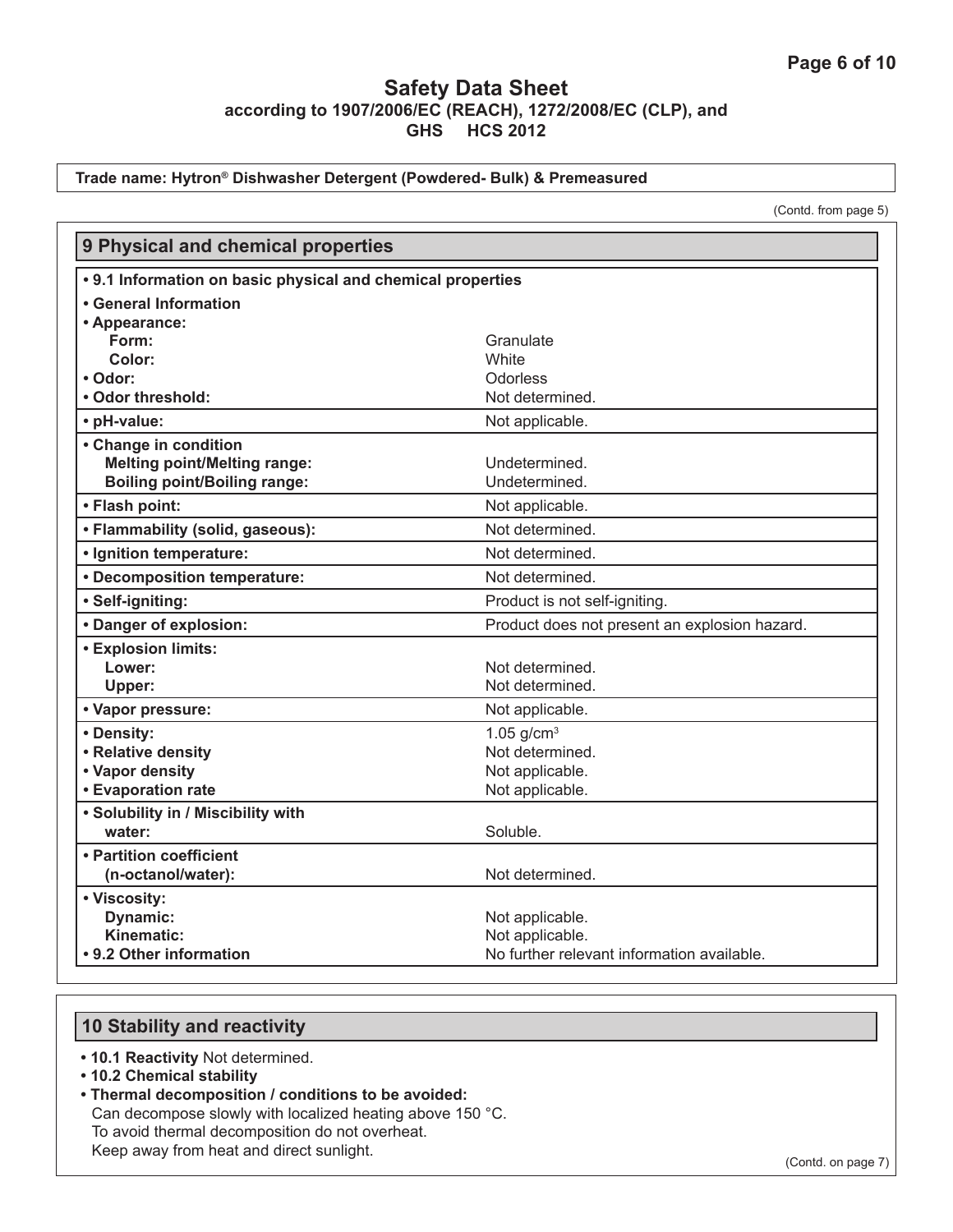Trade name: Hytron® Dishwasher Detergent (Powdered- Bulk) & Premeasured

(Contd. from page 5)

## 9 Physical and chemical properties

| **• 9.1 Information on basic physical and chemical properties** | |
|---|---|
| **• General Information** | |
| **• Appearance:** | |
| **Form:** | Granulate |
| **Color:** | White |
| **• Odor:** | Odorless |
| **• Odor threshold:** | Not determined. |
| **• pH-value:** | Not applicable. |
| **• Change in condition** | |
| **Melting point/Melting range:** | Undetermined. |
| **Boiling point/Boiling range:** | Undetermined. |
| **• Flash point:** | Not applicable. |
| **• Flammability (solid, gaseous):** | Not determined. |
| **• Ignition temperature:** | Not determined. |
| **• Decomposition temperature:** | Not determined. |
| **• Self-igniting:** | Product is not self-igniting. |
| **• Danger of explosion:** | Product does not present an explosion hazard. |
| **• Explosion limits:** | |
| **Lower:** | Not determined. |
| **Upper:** | Not determined. |
| **• Vapor pressure:** | Not applicable. |
| **• Density:** | 1.05 $g/cm^3$ |
| **• Relative density** | Not determined. |
| **• Vapor density** | Not applicable. |
| **• Evaporation rate** | Not applicable. |
| **• Solubility in / Miscibility with water:** | Soluble. |
| **• Partition coefficient (n-octanol/water):** | Not determined. |
| **• Viscosity:** | |
| **Dynamic:** | Not applicable. |
| **Kinematic:** | Not applicable. |
| **• 9.2 Other information** | No further relevant information available. |

## 10 Stability and reactivity

- **10.1 Reactivity** Not determined.
- **10.2 Chemical stability**
- **Thermal decomposition / conditions to be avoided:**
  Can decompose slowly with localized heating above 150 °C.
  To avoid thermal decomposition do not overheat.
  Keep away from heat and direct sunlight.

(Contd. on page 7)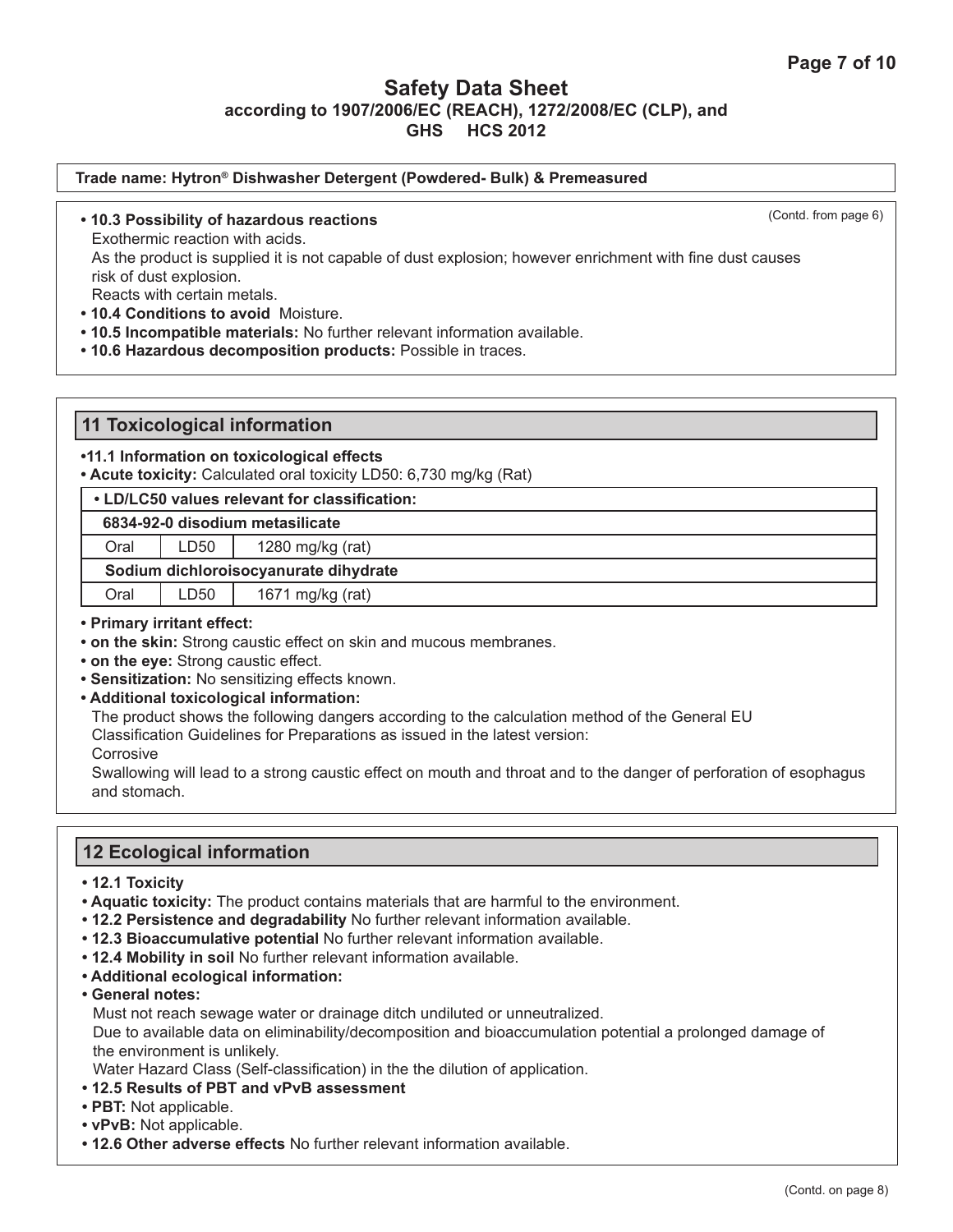**Trade name: Hytron® Dishwasher Detergent (Powdered- Bulk) & Premeasured**

(Contd. from page 6)

- **10.3 Possibility of hazardous reactions**
  Exothermic reaction with acids.
  As the product is supplied it is not capable of dust explosion; however enrichment with fine dust causes risk of dust explosion.
  Reacts with certain metals.
- **10.4 Conditions to avoid** Moisture.
- **10.5 Incompatible materials:** No further relevant information available.
- **10.6 Hazardous decomposition products:** Possible in traces.

## 11 Toxicological information

- **11.1 Information on toxicological effects**
- **Acute toxicity:** Calculated oral toxicity LD50: 6,730 mg/kg (Rat)

| • LD/LC50 values relevant for classification: | | |
|---|---|---|
| **6834-92-0 disodium metasilicate** | | |
| Oral | LD50 | 1280 mg/kg (rat) |
| **Sodium dichloroisocyanurate dihydrate** | | |
| Oral | LD50 | 1671 mg/kg (rat) |

- **Primary irritant effect:**
- **on the skin:** Strong caustic effect on skin and mucous membranes.
- **on the eye:** Strong caustic effect.
- **Sensitization:** No sensitizing effects known.
- **Additional toxicological information:**
  The product shows the following dangers according to the calculation method of the General EU Classification Guidelines for Preparations as issued in the latest version:
  Corrosive
  Swallowing will lead to a strong caustic effect on mouth and throat and to the danger of perforation of esophagus and stomach.

## 12 Ecological information

- **12.1 Toxicity**
- **Aquatic toxicity:** The product contains materials that are harmful to the environment.
- **12.2 Persistence and degradability** No further relevant information available.
- **12.3 Bioaccumulative potential** No further relevant information available.
- **12.4 Mobility in soil** No further relevant information available.
- **Additional ecological information:**
- **General notes:**
  Must not reach sewage water or drainage ditch undiluted or unneutralized.
  Due to available data on eliminability/decomposition and bioaccumulation potential a prolonged damage of the environment is unlikely.
  Water Hazard Class (Self-classification) in the the dilution of application.
- **12.5 Results of PBT and vPvB assessment**
- **PBT:** Not applicable.
- **vPvB:** Not applicable.
- **12.6 Other adverse effects** No further relevant information available.

(Contd. on page 8)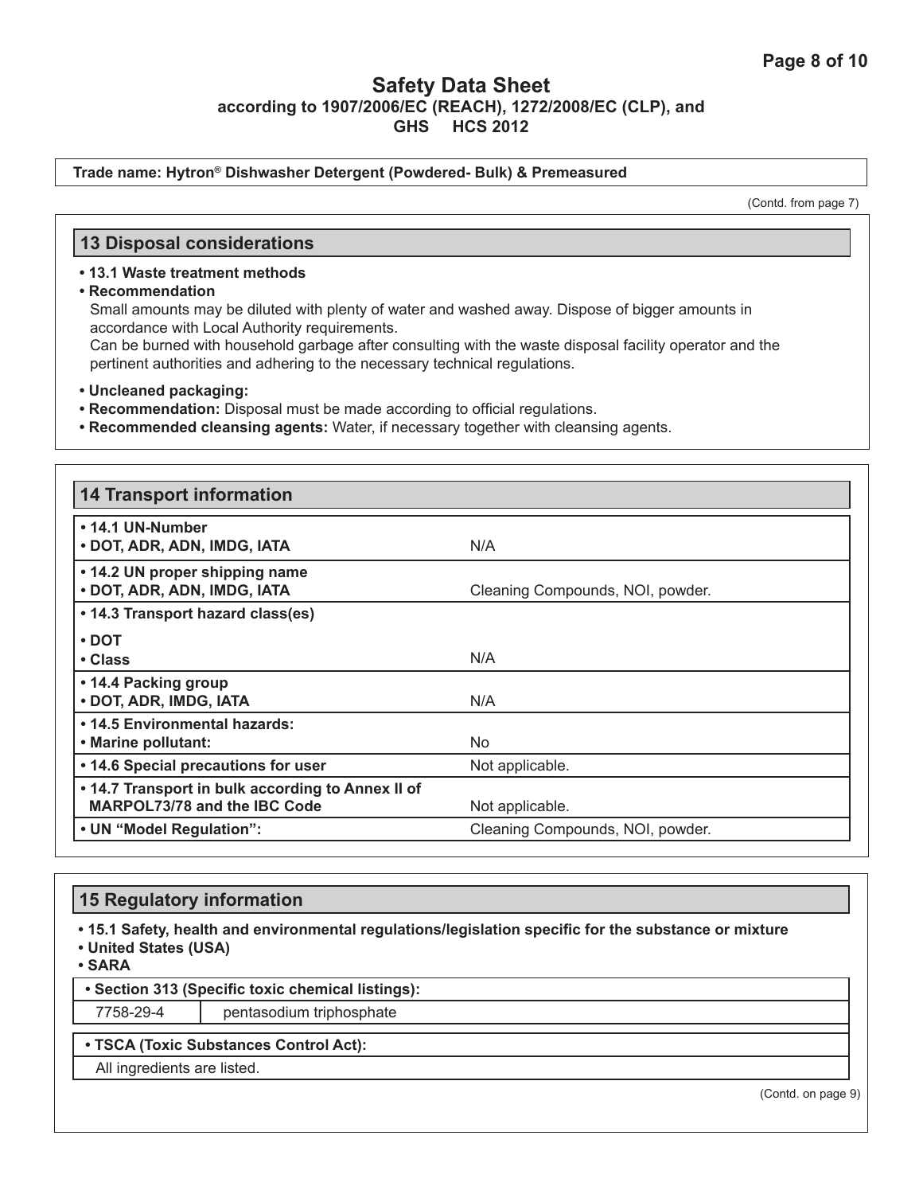**Trade name: Hytron® Dishwasher Detergent (Powdered- Bulk) & Premeasured**

(Contd. from page 7)

## 13 Disposal considerations

- **13.1 Waste treatment methods**
- **Recommendation**

  Small amounts may be diluted with plenty of water and washed away. Dispose of bigger amounts in accordance with Local Authority requirements.

  Can be burned with household garbage after consulting with the waste disposal facility operator and the pertinent authorities and adhering to the necessary technical regulations.

- **Uncleaned packaging:**
- **Recommendation:** Disposal must be made according to official regulations.
- **Recommended cleansing agents:** Water, if necessary together with cleansing agents.

## 14 Transport information

| | |
|---|---|
| **• 14.1 UN-Number**<br>**• DOT, ADR, ADN, IMDG, IATA** | N/A |
| **• 14.2 UN proper shipping name**<br>**• DOT, ADR, ADN, IMDG, IATA** | Cleaning Compounds, NOI, powder. |
| **• 14.3 Transport hazard class(es)** | |
| **• DOT**<br>**• Class** | N/A |
| **• 14.4 Packing group**<br>**• DOT, ADR, IMDG, IATA** | N/A |
| **• 14.5 Environmental hazards:**<br>**• Marine pollutant:** | No |
| **• 14.6 Special precautions for user** | Not applicable. |
| **• 14.7 Transport in bulk according to Annex II of MARPOL73/78 and the IBC Code** | Not applicable. |
| **• UN "Model Regulation":** | Cleaning Compounds, NOI, powder. |

## 15 Regulatory information

- **15.1 Safety, health and environmental regulations/legislation specific for the substance or mixture**
- **United States (USA)**
- **SARA**

| **• Section 313 (Specific toxic chemical listings):** | |
|---|---|
| 7758-29-4 | pentasodium triphosphate |

**• TSCA (Toxic Substances Control Act):**

All ingredients are listed.

(Contd. on page 9)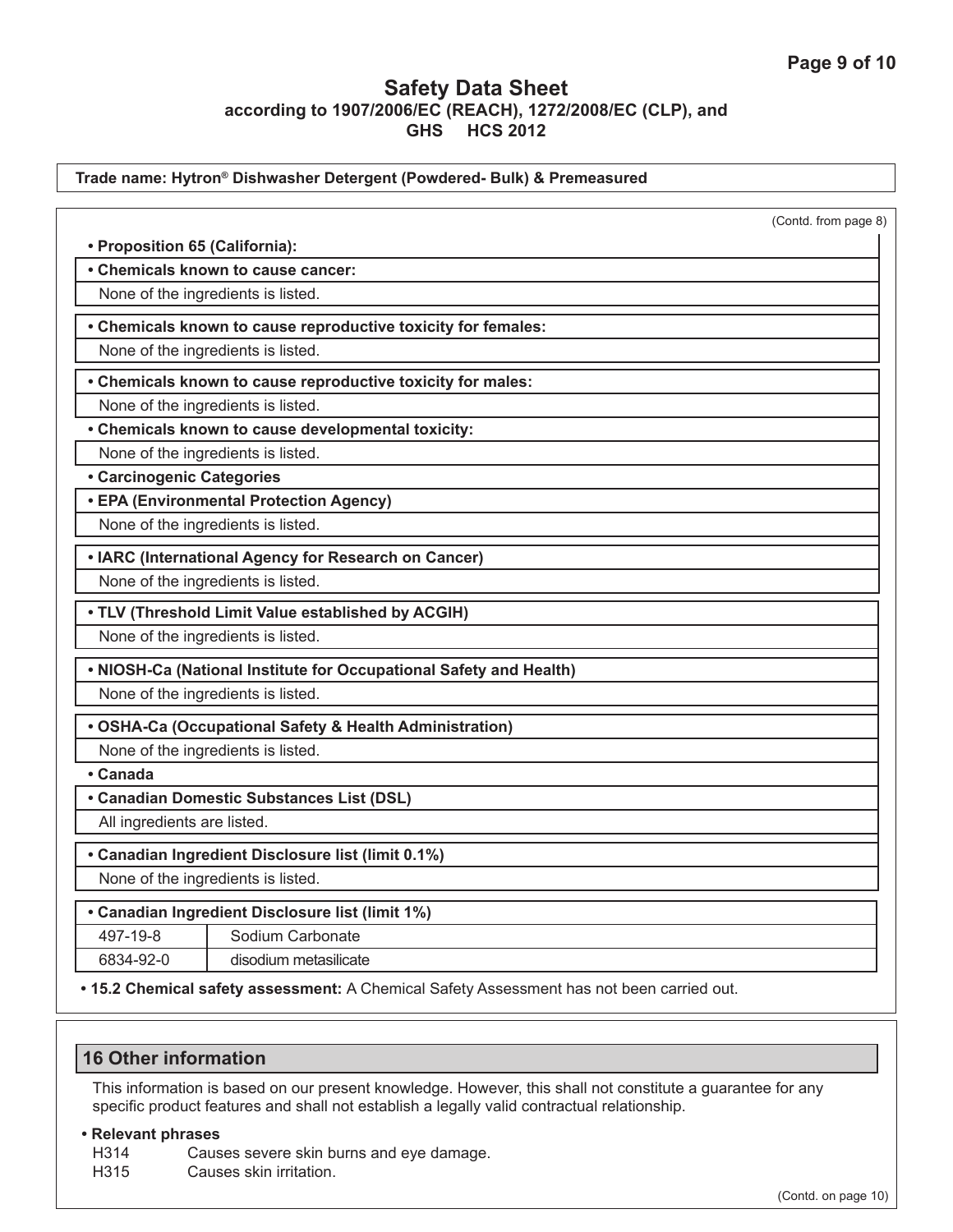**Trade name: Hytron® Dishwasher Detergent (Powdered- Bulk) & Premeasured**

(Contd. from page 8)

- **Proposition 65 (California):**
- **Chemicals known to cause cancer:**

None of the ingredients is listed.

- **Chemicals known to cause reproductive toxicity for females:**

None of the ingredients is listed.

- **Chemicals known to cause reproductive toxicity for males:**

None of the ingredients is listed.

- **Chemicals known to cause developmental toxicity:**

None of the ingredients is listed.

- **Carcinogenic Categories**
- **EPA (Environmental Protection Agency)**

None of the ingredients is listed.

- **IARC (International Agency for Research on Cancer)**

None of the ingredients is listed.

- **TLV (Threshold Limit Value established by ACGIH)**

None of the ingredients is listed.

- **NIOSH-Ca (National Institute for Occupational Safety and Health)**

None of the ingredients is listed.

- **OSHA-Ca (Occupational Safety & Health Administration)**

None of the ingredients is listed.

- **Canada**
- **Canadian Domestic Substances List (DSL)**

All ingredients are listed.

- **Canadian Ingredient Disclosure list (limit 0.1%)**

None of the ingredients is listed.

- **Canadian Ingredient Disclosure list (limit 1%)**

| | |
|---|---|
| 497-19-8 | Sodium Carbonate |
| 6834-92-0 | disodium metasilicate |

- **15.2 Chemical safety assessment:** A Chemical Safety Assessment has not been carried out.

## 16 Other information

This information is based on our present knowledge. However, this shall not constitute a guarantee for any specific product features and shall not establish a legally valid contractual relationship.

- **Relevant phrases**

H314 Causes severe skin burns and eye damage.
H315 Causes skin irritation.

(Contd. on page 10)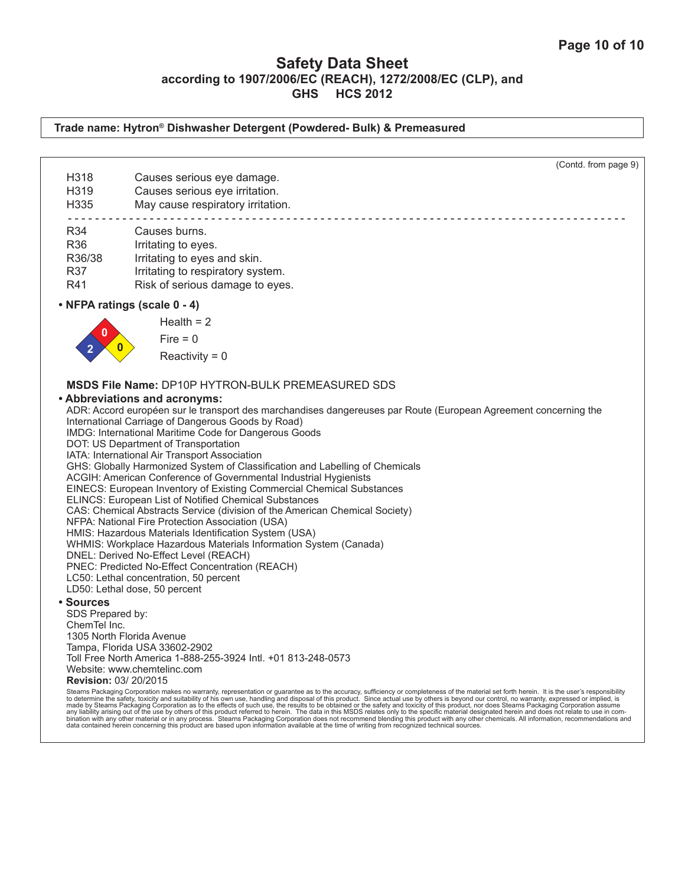## Safety Data Sheet
**according to 1907/2006/EC (REACH), 1272/2008/EC (CLP), and GHS HCS 2012**

**Trade name: Hytron® Dishwasher Detergent (Powdered- Bulk) & Premeasured**

(Contd. from page 9)

| | |
|---|---|
| H318 | Causes serious eye damage. |
| H319 | Causes serious eye irritation. |
| H335 | May cause respiratory irritation. |

| | |
|---|---|
| R34 | Causes burns. |
| R36 | Irritating to eyes. |
| R36/38 | Irritating to eyes and skin. |
| R37 | Irritating to respiratory system. |
| R41 | Risk of serious damage to eyes. |

**• NFPA ratings (scale 0 - 4)**

Health = 2
Fire = 0
Reactivity = 0

**MSDS File Name:** DP10P HYTRON-BULK PREMEASURED SDS

**• Abbreviations and acronyms:**

ADR: Accord européen sur le transport des marchandises dangereuses par Route (European Agreement concerning the International Carriage of Dangerous Goods by Road)
IMDG: International Maritime Code for Dangerous Goods
DOT: US Department of Transportation
IATA: International Air Transport Association
GHS: Globally Harmonized System of Classification and Labelling of Chemicals
ACGIH: American Conference of Governmental Industrial Hygienists
EINECS: European Inventory of Existing Commercial Chemical Substances
ELINCS: European List of Notified Chemical Substances
CAS: Chemical Abstracts Service (division of the American Chemical Society)
NFPA: National Fire Protection Association (USA)
HMIS: Hazardous Materials Identification System (USA)
WHMIS: Workplace Hazardous Materials Information System (Canada)
DNEL: Derived No-Effect Level (REACH)
PNEC: Predicted No-Effect Concentration (REACH)
LC50: Lethal concentration, 50 percent
LD50: Lethal dose, 50 percent

**• Sources**

SDS Prepared by:
ChemTel Inc.
1305 North Florida Avenue
Tampa, Florida USA 33602-2902
Toll Free North America 1-888-255-3924 Intl. +01 813-248-0573
Website: www.chemtelinc.com
**Revision:** 03/ 20/2015

Stearns Packaging Corporation makes no warranty, representation or guarantee as to the accuracy, sufficiency or completeness of the material set forth herein. It is the user's responsibility to determine the safety, toxicity and suitability of his own use, handling and disposal of this product. Since actual use by others is beyond our control, no warranty, expressed or implied, is made by Stearns Packaging Corporation as to the effects of such use, the results to be obtained or the safety and toxicity of this product, nor does Stearns Packaging Corporation assume any liability arising out of the use by others of this product referred to herein. The data in this MSDS relates only to the specific material designated herein and does not relate to use in combination with any other material or in any process. Stearns Packaging Corporation does not recommend blending this product with any other chemicals. All information, recommendations and data contained herein concerning this product are based upon information available at the time of writing from recognized technical sources.